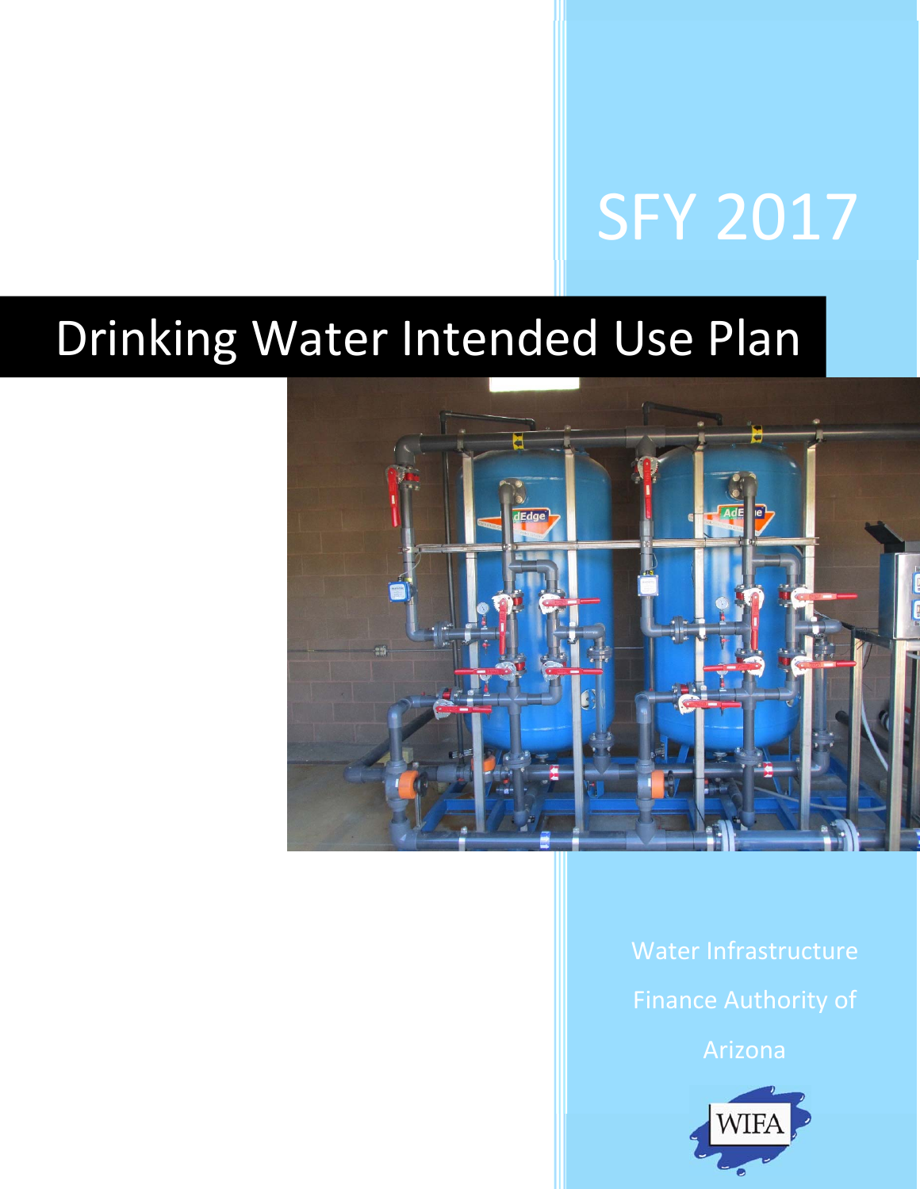# SFY 2017

# Drinking Water Intended Use Plan

Water Infrastructure Finance Authority of Arizona

WIFA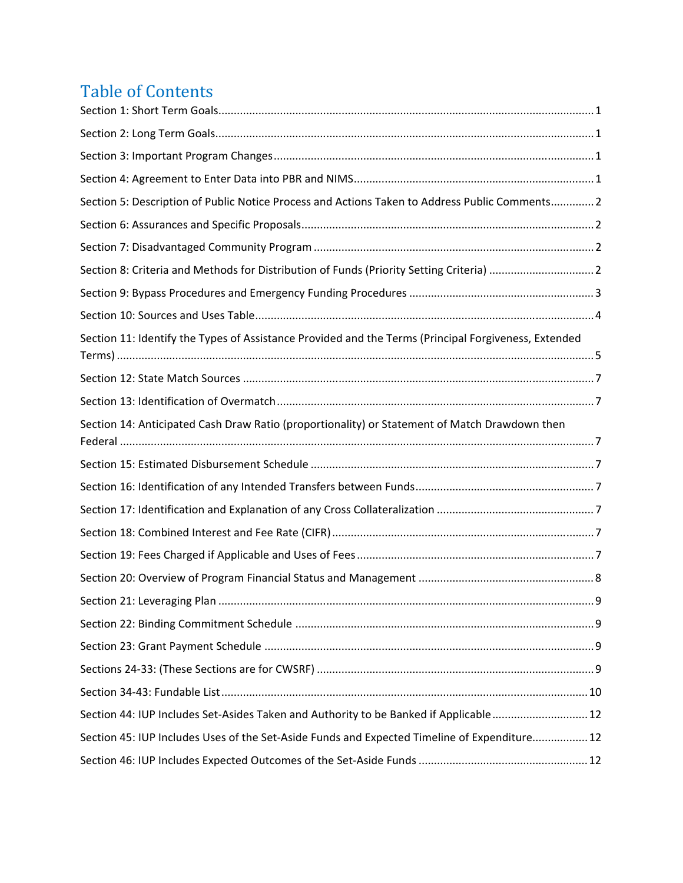# Table of Contents

Section 1: Short Term Goals ... 1

Section 2: Long Term Goals ... 1

Section 3: Important Program Changes ... 1

Section 4: Agreement to Enter Data into PBR and NIMS ... 1

Section 5: Description of Public Notice Process and Actions Taken to Address Public Comments ... 2

Section 6: Assurances and Specific Proposals ... 2

Section 7: Disadvantaged Community Program ... 2

Section 8: Criteria and Methods for Distribution of Funds (Priority Setting Criteria) ... 2

Section 9: Bypass Procedures and Emergency Funding Procedures ... 3

Section 10: Sources and Uses Table ... 4

Section 11: Identify the Types of Assistance Provided and the Terms (Principal Forgiveness, Extended Terms) ... 5

Section 12: State Match Sources ... 7

Section 13: Identification of Overmatch ... 7

Section 14: Anticipated Cash Draw Ratio (proportionality) or Statement of Match Drawdown then Federal ... 7

Section 15: Estimated Disbursement Schedule ... 7

Section 16: Identification of any Intended Transfers between Funds ... 7

Section 17: Identification and Explanation of any Cross Collateralization ... 7

Section 18: Combined Interest and Fee Rate (CIFR) ... 7

Section 19: Fees Charged if Applicable and Uses of Fees ... 7

Section 20: Overview of Program Financial Status and Management ... 8

Section 21: Leveraging Plan ... 9

Section 22: Binding Commitment Schedule ... 9

Section 23: Grant Payment Schedule ... 9

Sections 24-33: (These Sections are for CWSRF) ... 9

Section 34-43: Fundable List ... 10

Section 44: IUP Includes Set-Asides Taken and Authority to be Banked if Applicable ... 12

Section 45: IUP Includes Uses of the Set-Aside Funds and Expected Timeline of Expenditure ... 12

Section 46: IUP Includes Expected Outcomes of the Set-Aside Funds ... 12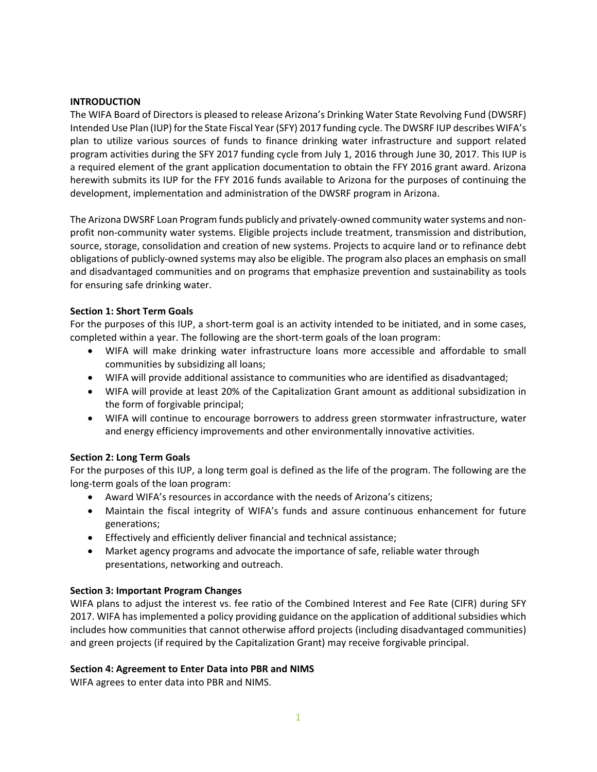## INTRODUCTION

The WIFA Board of Directors is pleased to release Arizona's Drinking Water State Revolving Fund (DWSRF) Intended Use Plan (IUP) for the State Fiscal Year (SFY) 2017 funding cycle. The DWSRF IUP describes WIFA's plan to utilize various sources of funds to finance drinking water infrastructure and support related program activities during the SFY 2017 funding cycle from July 1, 2016 through June 30, 2017. This IUP is a required element of the grant application documentation to obtain the FFY 2016 grant award. Arizona herewith submits its IUP for the FFY 2016 funds available to Arizona for the purposes of continuing the development, implementation and administration of the DWSRF program in Arizona.

The Arizona DWSRF Loan Program funds publicly and privately-owned community water systems and non-profit non-community water systems. Eligible projects include treatment, transmission and distribution, source, storage, consolidation and creation of new systems. Projects to acquire land or to refinance debt obligations of publicly-owned systems may also be eligible. The program also places an emphasis on small and disadvantaged communities and on programs that emphasize prevention and sustainability as tools for ensuring safe drinking water.

### Section 1: Short Term Goals

For the purposes of this IUP, a short-term goal is an activity intended to be initiated, and in some cases, completed within a year. The following are the short-term goals of the loan program:

- WIFA will make drinking water infrastructure loans more accessible and affordable to small communities by subsidizing all loans;
- WIFA will provide additional assistance to communities who are identified as disadvantaged;
- WIFA will provide at least 20% of the Capitalization Grant amount as additional subsidization in the form of forgivable principal;
- WIFA will continue to encourage borrowers to address green stormwater infrastructure, water and energy efficiency improvements and other environmentally innovative activities.

### Section 2: Long Term Goals

For the purposes of this IUP, a long term goal is defined as the life of the program. The following are the long-term goals of the loan program:

- Award WIFA's resources in accordance with the needs of Arizona's citizens;
- Maintain the fiscal integrity of WIFA's funds and assure continuous enhancement for future generations;
- Effectively and efficiently deliver financial and technical assistance;
- Market agency programs and advocate the importance of safe, reliable water through presentations, networking and outreach.

### Section 3: Important Program Changes

WIFA plans to adjust the interest vs. fee ratio of the Combined Interest and Fee Rate (CIFR) during SFY 2017. WIFA has implemented a policy providing guidance on the application of additional subsidies which includes how communities that cannot otherwise afford projects (including disadvantaged communities) and green projects (if required by the Capitalization Grant) may receive forgivable principal.

### Section 4: Agreement to Enter Data into PBR and NIMS

WIFA agrees to enter data into PBR and NIMS.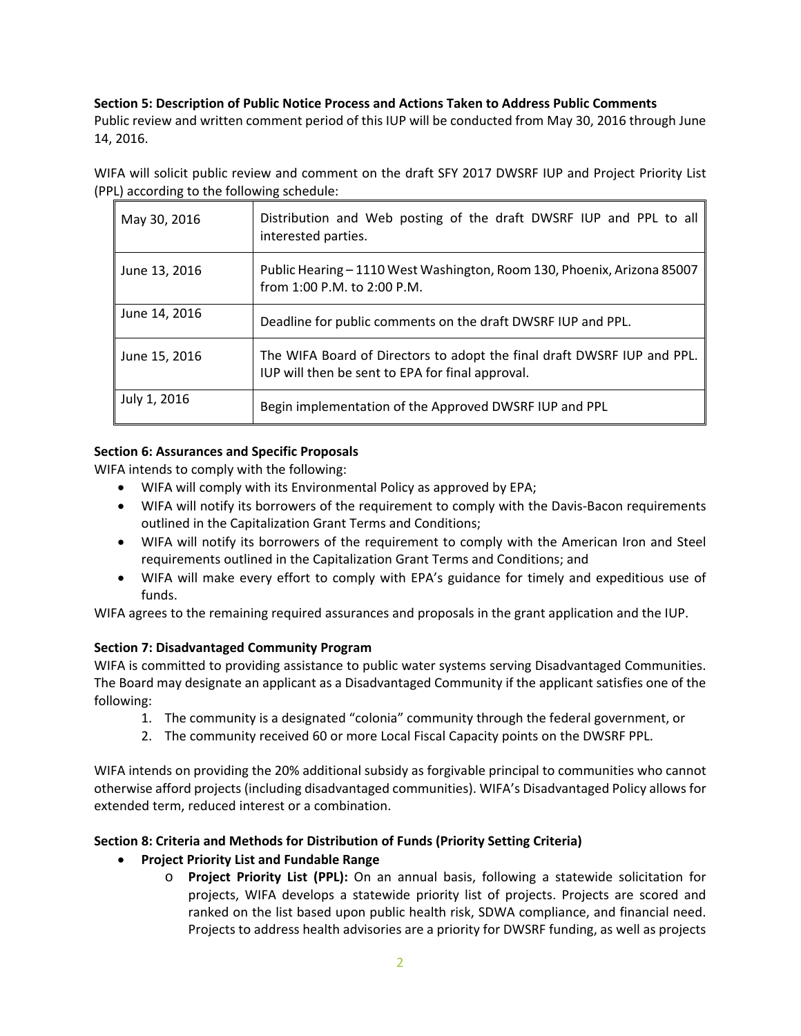**Section 5: Description of Public Notice Process and Actions Taken to Address Public Comments**

Public review and written comment period of this IUP will be conducted from May 30, 2016 through June 14, 2016.

WIFA will solicit public review and comment on the draft SFY 2017 DWSRF IUP and Project Priority List (PPL) according to the following schedule:

| | |
|---|---|
| May 30, 2016 | Distribution and Web posting of the draft DWSRF IUP and PPL to all interested parties. |
| June 13, 2016 | Public Hearing – 1110 West Washington, Room 130, Phoenix, Arizona 85007 from 1:00 P.M. to 2:00 P.M. |
| June 14, 2016 | Deadline for public comments on the draft DWSRF IUP and PPL. |
| June 15, 2016 | The WIFA Board of Directors to adopt the final draft DWSRF IUP and PPL. IUP will then be sent to EPA for final approval. |
| July 1, 2016 | Begin implementation of the Approved DWSRF IUP and PPL |

**Section 6: Assurances and Specific Proposals**

WIFA intends to comply with the following:

- WIFA will comply with its Environmental Policy as approved by EPA;
- WIFA will notify its borrowers of the requirement to comply with the Davis-Bacon requirements outlined in the Capitalization Grant Terms and Conditions;
- WIFA will notify its borrowers of the requirement to comply with the American Iron and Steel requirements outlined in the Capitalization Grant Terms and Conditions; and
- WIFA will make every effort to comply with EPA's guidance for timely and expeditious use of funds.

WIFA agrees to the remaining required assurances and proposals in the grant application and the IUP.

**Section 7: Disadvantaged Community Program**

WIFA is committed to providing assistance to public water systems serving Disadvantaged Communities. The Board may designate an applicant as a Disadvantaged Community if the applicant satisfies one of the following:

1. The community is a designated "colonia" community through the federal government, or
2. The community received 60 or more Local Fiscal Capacity points on the DWSRF PPL.

WIFA intends on providing the 20% additional subsidy as forgivable principal to communities who cannot otherwise afford projects (including disadvantaged communities). WIFA's Disadvantaged Policy allows for extended term, reduced interest or a combination.

**Section 8: Criteria and Methods for Distribution of Funds (Priority Setting Criteria)**

- **Project Priority List and Fundable Range**
  - **Project Priority List (PPL):** On an annual basis, following a statewide solicitation for projects, WIFA develops a statewide priority list of projects. Projects are scored and ranked on the list based upon public health risk, SDWA compliance, and financial need. Projects to address health advisories are a priority for DWSRF funding, as well as projects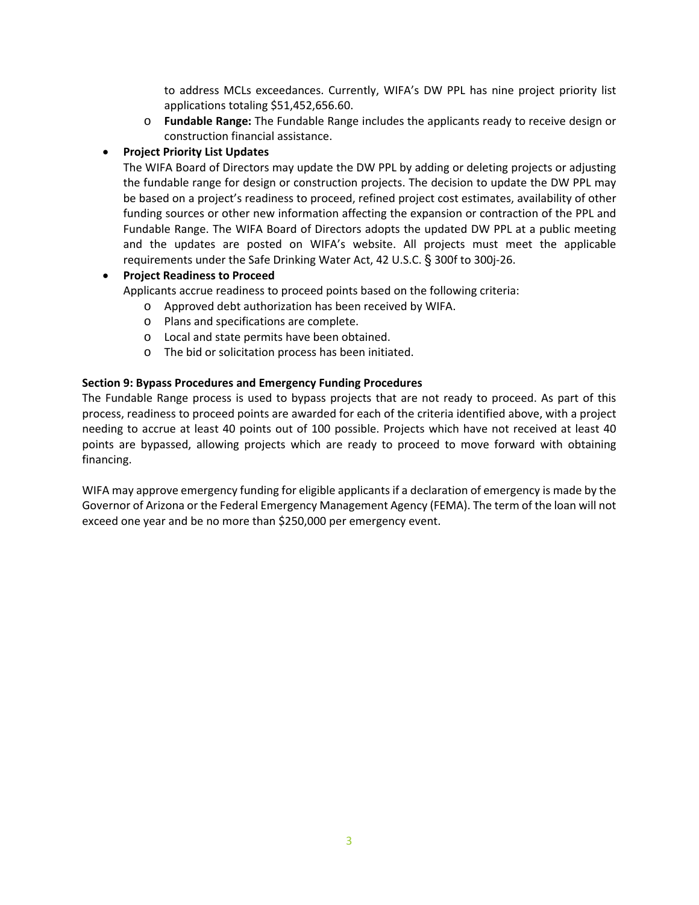to address MCLs exceedances. Currently, WIFA's DW PPL has nine project priority list applications totaling $51,452,656.60.

  - **Fundable Range:** The Fundable Range includes the applicants ready to receive design or construction financial assistance.

- **Project Priority List Updates**
  The WIFA Board of Directors may update the DW PPL by adding or deleting projects or adjusting the fundable range for design or construction projects. The decision to update the DW PPL may be based on a project's readiness to proceed, refined project cost estimates, availability of other funding sources or other new information affecting the expansion or contraction of the PPL and Fundable Range. The WIFA Board of Directors adopts the updated DW PPL at a public meeting and the updates are posted on WIFA's website. All projects must meet the applicable requirements under the Safe Drinking Water Act, 42 U.S.C. § 300f to 300j-26.

- **Project Readiness to Proceed**
  Applicants accrue readiness to proceed points based on the following criteria:
  - Approved debt authorization has been received by WIFA.
  - Plans and specifications are complete.
  - Local and state permits have been obtained.
  - The bid or solicitation process has been initiated.

**Section 9: Bypass Procedures and Emergency Funding Procedures**

The Fundable Range process is used to bypass projects that are not ready to proceed. As part of this process, readiness to proceed points are awarded for each of the criteria identified above, with a project needing to accrue at least 40 points out of 100 possible. Projects which have not received at least 40 points are bypassed, allowing projects which are ready to proceed to move forward with obtaining financing.

WIFA may approve emergency funding for eligible applicants if a declaration of emergency is made by the Governor of Arizona or the Federal Emergency Management Agency (FEMA). The term of the loan will not exceed one year and be no more than $250,000 per emergency event.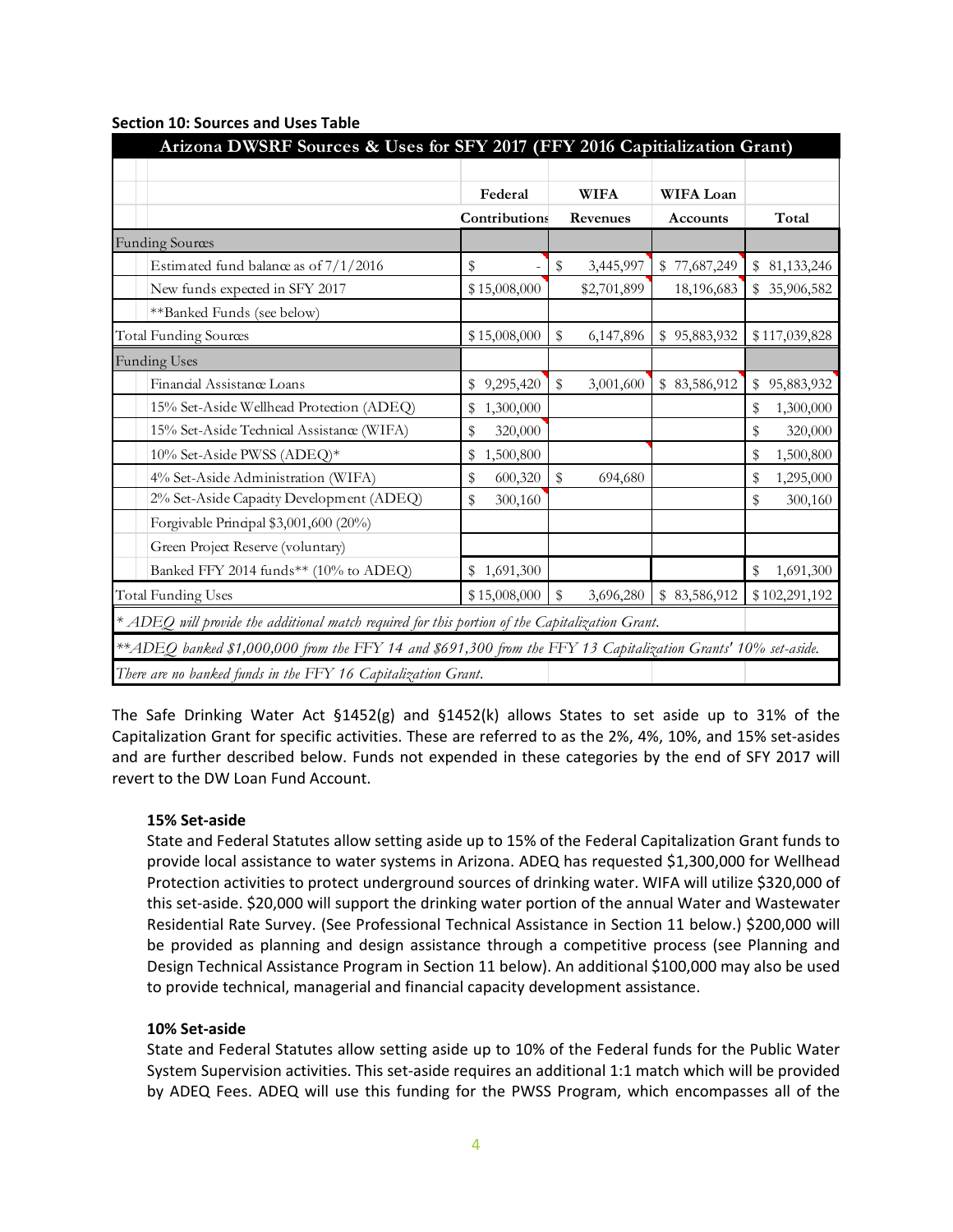**Section 10: Sources and Uses Table**

| Arizona DWSRF Sources & Uses for SFY 2017 (FFY 2016 Capitialization Grant) | | | | |
|---|---|---|---|---|
| | Federal Contributions | WIFA Revenues | WIFA Loan Accounts | Total |
| Funding Sources | | | | |
| Estimated fund balance as of 7/1/2016 | $ - | $ 3,445,997 | $ 77,687,249 | $ 81,133,246 |
| New funds expected in SFY 2017 | $15,008,000 | $2,701,899 | 18,196,683 | $ 35,906,582 |
| **Banked Funds (see below) | | | | |
| Total Funding Sources | $15,008,000 | $ 6,147,896 | $ 95,883,932 | $117,039,828 |
| Funding Uses | | | | |
| Financial Assistance Loans | $ 9,295,420 | $ 3,001,600 | $ 83,586,912 | $ 95,883,932 |
| 15% Set-Aside Wellhead Protection (ADEQ) | $ 1,300,000 | | | $ 1,300,000 |
| 15% Set-Aside Technical Assistance (WIFA) | $ 320,000 | | | $ 320,000 |
| 10% Set-Aside PWSS (ADEQ)* | $ 1,500,800 | | | $ 1,500,800 |
| 4% Set-Aside Administration (WIFA) | $ 600,320 | $ 694,680 | | $ 1,295,000 |
| 2% Set-Aside Capacity Development (ADEQ) | $ 300,160 | | | $ 300,160 |
| Forgivable Principal $3,001,600 (20%) | | | | |
| Green Project Reserve (voluntary) | | | | |
| Banked FFY 2014 funds** (10% to ADEQ) | $ 1,691,300 | | | $ 1,691,300 |
| Total Funding Uses | $15,008,000 | $ 3,696,280 | $ 83,586,912 | $102,291,192 |

*\* ADEQ will provide the additional match required for this portion of the Capitalization Grant.*

*\*\*ADEQ banked $1,000,000 from the FFY 14 and $691,300 from the FFY 13 Capitalization Grants' 10% set-aside.*

*There are no banked funds in the FFY 16 Capitalization Grant.*

The Safe Drinking Water Act §1452(g) and §1452(k) allows States to set aside up to 31% of the Capitalization Grant for specific activities. These are referred to as the 2%, 4%, 10%, and 15% set-asides and are further described below. Funds not expended in these categories by the end of SFY 2017 will revert to the DW Loan Fund Account.

**15% Set-aside**

State and Federal Statutes allow setting aside up to 15% of the Federal Capitalization Grant funds to provide local assistance to water systems in Arizona. ADEQ has requested $1,300,000 for Wellhead Protection activities to protect underground sources of drinking water. WIFA will utilize $320,000 of this set-aside. $20,000 will support the drinking water portion of the annual Water and Wastewater Residential Rate Survey. (See Professional Technical Assistance in Section 11 below.) $200,000 will be provided as planning and design assistance through a competitive process (see Planning and Design Technical Assistance Program in Section 11 below). An additional $100,000 may also be used to provide technical, managerial and financial capacity development assistance.

**10% Set-aside**

State and Federal Statutes allow setting aside up to 10% of the Federal funds for the Public Water System Supervision activities. This set-aside requires an additional 1:1 match which will be provided by ADEQ Fees. ADEQ will use this funding for the PWSS Program, which encompasses all of the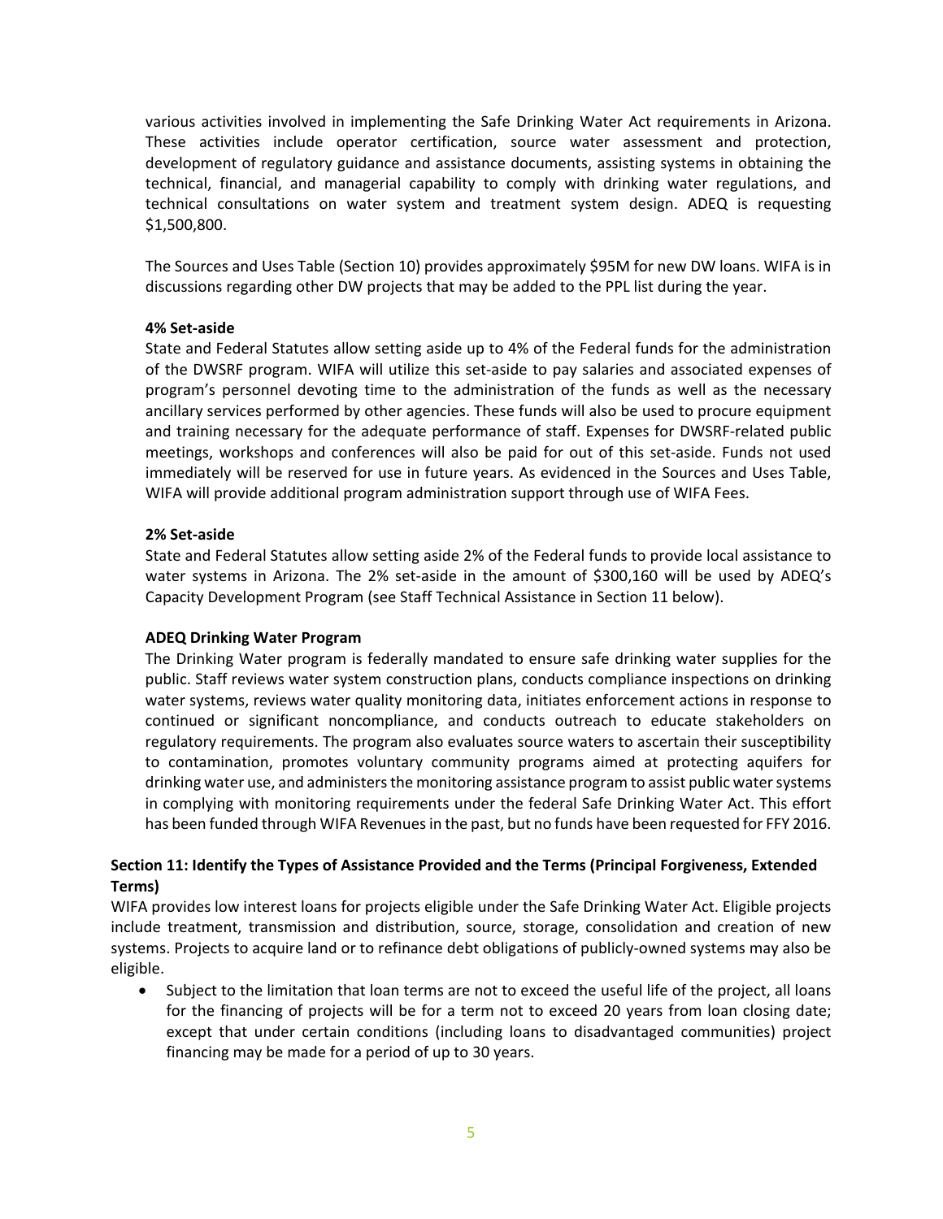various activities involved in implementing the Safe Drinking Water Act requirements in Arizona. These activities include operator certification, source water assessment and protection, development of regulatory guidance and assistance documents, assisting systems in obtaining the technical, financial, and managerial capability to comply with drinking water regulations, and technical consultations on water system and treatment system design. ADEQ is requesting $1,500,800.

The Sources and Uses Table (Section 10) provides approximately $95M for new DW loans. WIFA is in discussions regarding other DW projects that may be added to the PPL list during the year.

**4% Set-aside**

State and Federal Statutes allow setting aside up to 4% of the Federal funds for the administration of the DWSRF program. WIFA will utilize this set-aside to pay salaries and associated expenses of program's personnel devoting time to the administration of the funds as well as the necessary ancillary services performed by other agencies. These funds will also be used to procure equipment and training necessary for the adequate performance of staff. Expenses for DWSRF-related public meetings, workshops and conferences will also be paid for out of this set-aside. Funds not used immediately will be reserved for use in future years. As evidenced in the Sources and Uses Table, WIFA will provide additional program administration support through use of WIFA Fees.

**2% Set-aside**

State and Federal Statutes allow setting aside 2% of the Federal funds to provide local assistance to water systems in Arizona. The 2% set-aside in the amount of $300,160 will be used by ADEQ's Capacity Development Program (see Staff Technical Assistance in Section 11 below).

**ADEQ Drinking Water Program**

The Drinking Water program is federally mandated to ensure safe drinking water supplies for the public. Staff reviews water system construction plans, conducts compliance inspections on drinking water systems, reviews water quality monitoring data, initiates enforcement actions in response to continued or significant noncompliance, and conducts outreach to educate stakeholders on regulatory requirements. The program also evaluates source waters to ascertain their susceptibility to contamination, promotes voluntary community programs aimed at protecting aquifers for drinking water use, and administers the monitoring assistance program to assist public water systems in complying with monitoring requirements under the federal Safe Drinking Water Act. This effort has been funded through WIFA Revenues in the past, but no funds have been requested for FFY 2016.

### Section 11: Identify the Types of Assistance Provided and the Terms (Principal Forgiveness, Extended Terms)

WIFA provides low interest loans for projects eligible under the Safe Drinking Water Act. Eligible projects include treatment, transmission and distribution, source, storage, consolidation and creation of new systems. Projects to acquire land or to refinance debt obligations of publicly-owned systems may also be eligible.

- Subject to the limitation that loan terms are not to exceed the useful life of the project, all loans for the financing of projects will be for a term not to exceed 20 years from loan closing date; except that under certain conditions (including loans to disadvantaged communities) project financing may be made for a period of up to 30 years.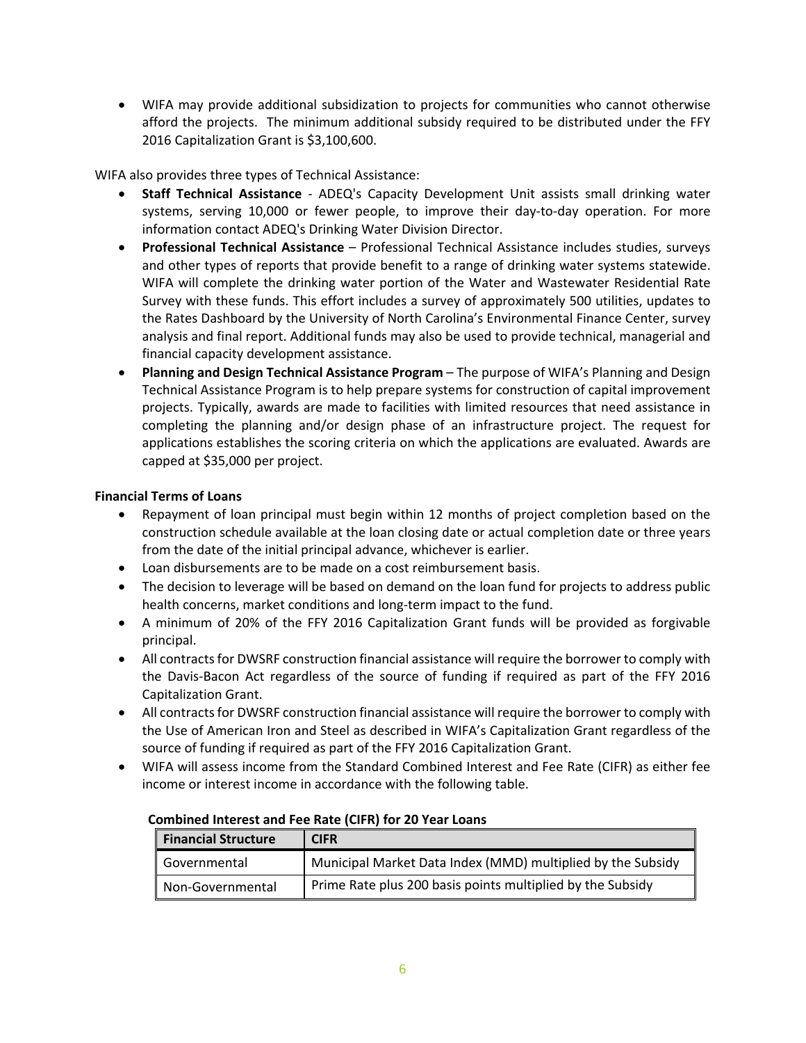- WIFA may provide additional subsidization to projects for communities who cannot otherwise afford the projects. The minimum additional subsidy required to be distributed under the FFY 2016 Capitalization Grant is $3,100,600.

WIFA also provides three types of Technical Assistance:

- **Staff Technical Assistance** - ADEQ's Capacity Development Unit assists small drinking water systems, serving 10,000 or fewer people, to improve their day-to-day operation. For more information contact ADEQ's Drinking Water Division Director.
- **Professional Technical Assistance** – Professional Technical Assistance includes studies, surveys and other types of reports that provide benefit to a range of drinking water systems statewide. WIFA will complete the drinking water portion of the Water and Wastewater Residential Rate Survey with these funds. This effort includes a survey of approximately 500 utilities, updates to the Rates Dashboard by the University of North Carolina's Environmental Finance Center, survey analysis and final report. Additional funds may also be used to provide technical, managerial and financial capacity development assistance.
- **Planning and Design Technical Assistance Program** – The purpose of WIFA's Planning and Design Technical Assistance Program is to help prepare systems for construction of capital improvement projects. Typically, awards are made to facilities with limited resources that need assistance in completing the planning and/or design phase of an infrastructure project. The request for applications establishes the scoring criteria on which the applications are evaluated. Awards are capped at $35,000 per project.

**Financial Terms of Loans**

- Repayment of loan principal must begin within 12 months of project completion based on the construction schedule available at the loan closing date or actual completion date or three years from the date of the initial principal advance, whichever is earlier.
- Loan disbursements are to be made on a cost reimbursement basis.
- The decision to leverage will be based on demand on the loan fund for projects to address public health concerns, market conditions and long-term impact to the fund.
- A minimum of 20% of the FFY 2016 Capitalization Grant funds will be provided as forgivable principal.
- All contracts for DWSRF construction financial assistance will require the borrower to comply with the Davis-Bacon Act regardless of the source of funding if required as part of the FFY 2016 Capitalization Grant.
- All contracts for DWSRF construction financial assistance will require the borrower to comply with the Use of American Iron and Steel as described in WIFA's Capitalization Grant regardless of the source of funding if required as part of the FFY 2016 Capitalization Grant.
- WIFA will assess income from the Standard Combined Interest and Fee Rate (CIFR) as either fee income or interest income in accordance with the following table.

**Combined Interest and Fee Rate (CIFR) for 20 Year Loans**

| Financial Structure | CIFR |
|---|---|
| Governmental | Municipal Market Data Index (MMD) multiplied by the Subsidy |
| Non-Governmental | Prime Rate plus 200 basis points multiplied by the Subsidy |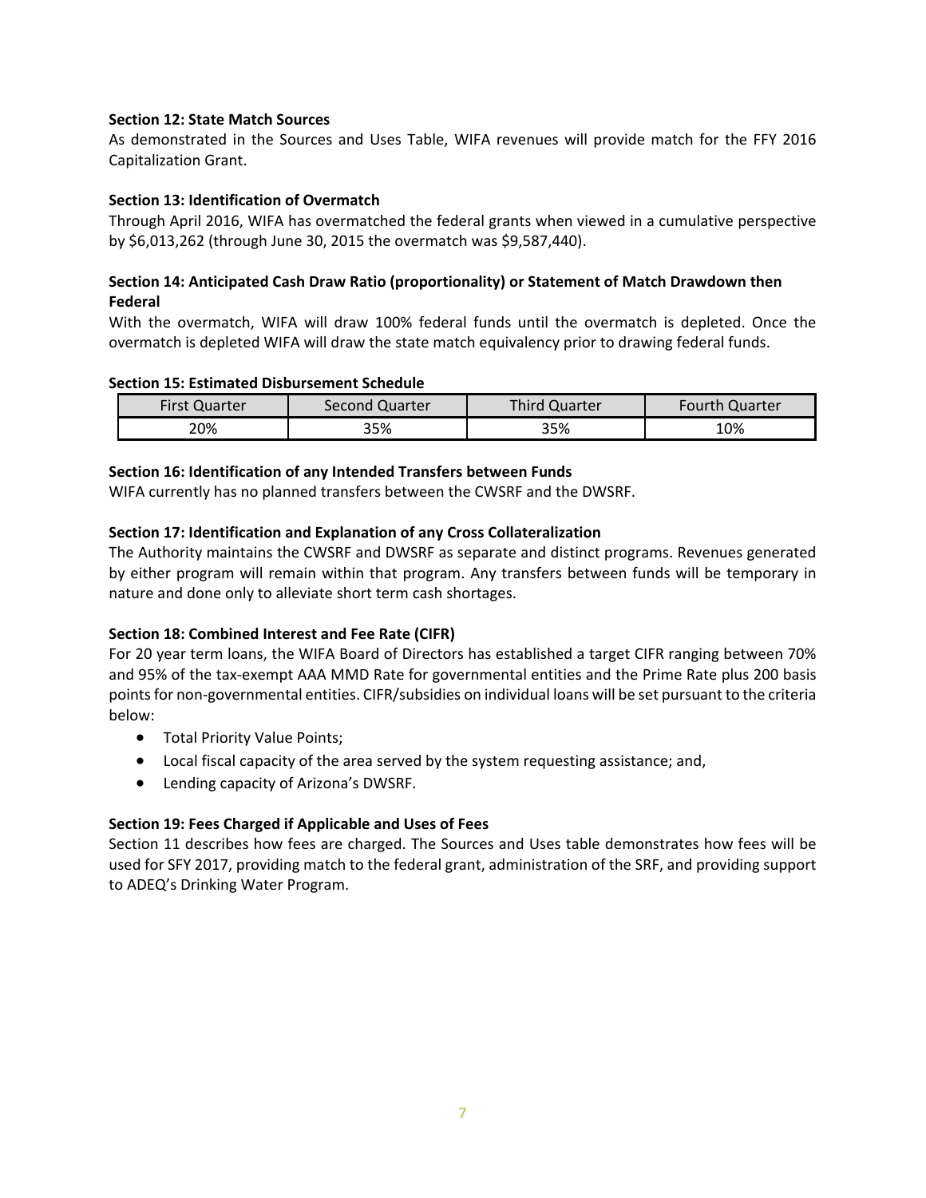**Section 12: State Match Sources**

As demonstrated in the Sources and Uses Table, WIFA revenues will provide match for the FFY 2016 Capitalization Grant.

**Section 13: Identification of Overmatch**

Through April 2016, WIFA has overmatched the federal grants when viewed in a cumulative perspective by $6,013,262 (through June 30, 2015 the overmatch was $9,587,440).

**Section 14: Anticipated Cash Draw Ratio (proportionality) or Statement of Match Drawdown then Federal**

With the overmatch, WIFA will draw 100% federal funds until the overmatch is depleted. Once the overmatch is depleted WIFA will draw the state match equivalency prior to drawing federal funds.

**Section 15: Estimated Disbursement Schedule**

| First Quarter | Second Quarter | Third Quarter | Fourth Quarter |
|---|---|---|---|
| 20% | 35% | 35% | 10% |

**Section 16: Identification of any Intended Transfers between Funds**

WIFA currently has no planned transfers between the CWSRF and the DWSRF.

**Section 17: Identification and Explanation of any Cross Collateralization**

The Authority maintains the CWSRF and DWSRF as separate and distinct programs. Revenues generated by either program will remain within that program. Any transfers between funds will be temporary in nature and done only to alleviate short term cash shortages.

**Section 18: Combined Interest and Fee Rate (CIFR)**

For 20 year term loans, the WIFA Board of Directors has established a target CIFR ranging between 70% and 95% of the tax-exempt AAA MMD Rate for governmental entities and the Prime Rate plus 200 basis points for non-governmental entities. CIFR/subsidies on individual loans will be set pursuant to the criteria below:

- Total Priority Value Points;
- Local fiscal capacity of the area served by the system requesting assistance; and,
- Lending capacity of Arizona's DWSRF.

**Section 19: Fees Charged if Applicable and Uses of Fees**

Section 11 describes how fees are charged. The Sources and Uses table demonstrates how fees will be used for SFY 2017, providing match to the federal grant, administration of the SRF, and providing support to ADEQ's Drinking Water Program.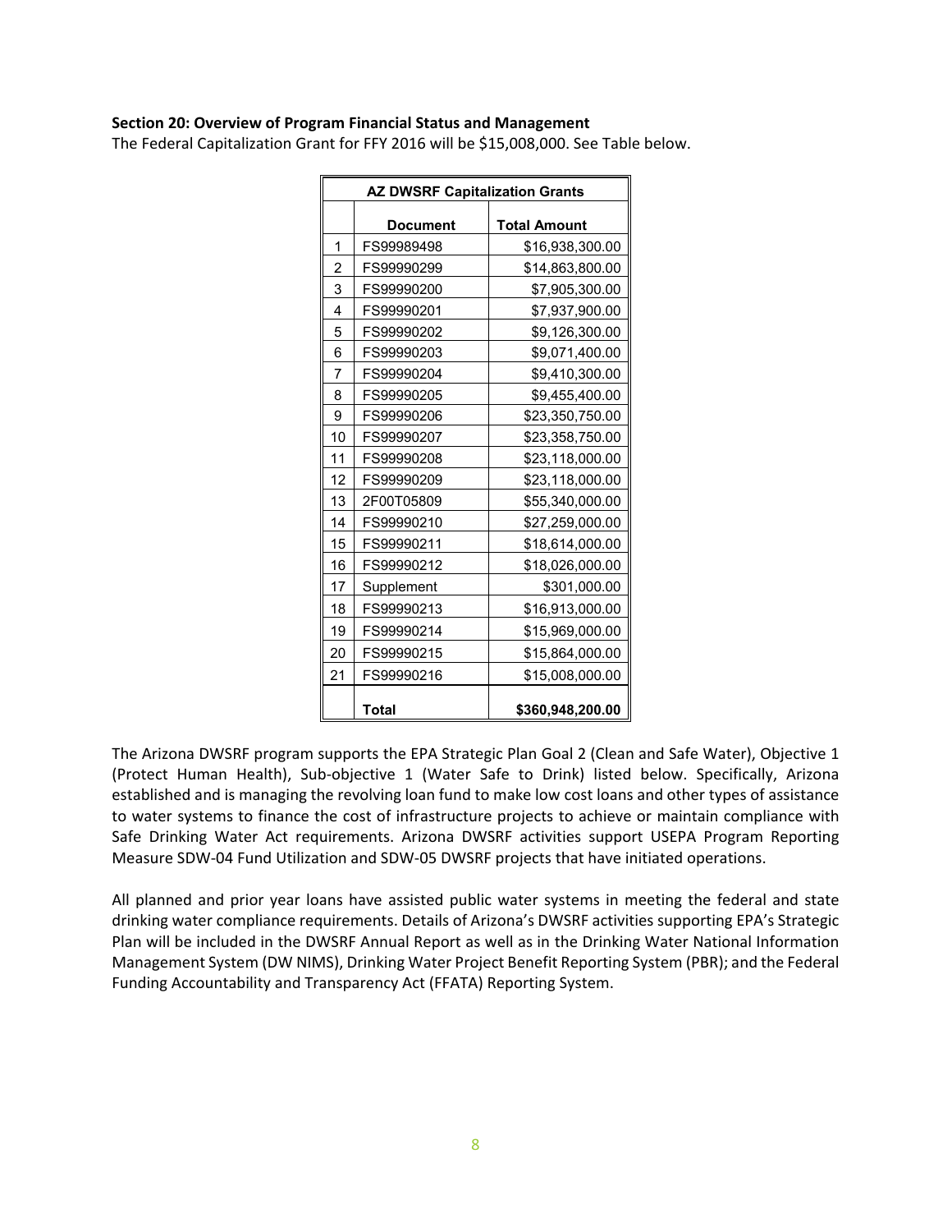**Section 20: Overview of Program Financial Status and Management**

The Federal Capitalization Grant for FFY 2016 will be $15,008,000. See Table below.

| AZ DWSRF Capitalization Grants | | |
|---|---|---|
| | **Document** | **Total Amount** |
| 1 | FS99989498 | $16,938,300.00 |
| 2 | FS99990299 | $14,863,800.00 |
| 3 | FS99990200 | $7,905,300.00 |
| 4 | FS99990201 | $7,937,900.00 |
| 5 | FS99990202 | $9,126,300.00 |
| 6 | FS99990203 | $9,071,400.00 |
| 7 | FS99990204 | $9,410,300.00 |
| 8 | FS99990205 | $9,455,400.00 |
| 9 | FS99990206 | $23,350,750.00 |
| 10 | FS99990207 | $23,358,750.00 |
| 11 | FS99990208 | $23,118,000.00 |
| 12 | FS99990209 | $23,118,000.00 |
| 13 | 2F00T05809 | $55,340,000.00 |
| 14 | FS99990210 | $27,259,000.00 |
| 15 | FS99990211 | $18,614,000.00 |
| 16 | FS99990212 | $18,026,000.00 |
| 17 | Supplement | $301,000.00 |
| 18 | FS99990213 | $16,913,000.00 |
| 19 | FS99990214 | $15,969,000.00 |
| 20 | FS99990215 | $15,864,000.00 |
| 21 | FS99990216 | $15,008,000.00 |
| | **Total** | **$360,948,200.00** |

The Arizona DWSRF program supports the EPA Strategic Plan Goal 2 (Clean and Safe Water), Objective 1 (Protect Human Health), Sub-objective 1 (Water Safe to Drink) listed below. Specifically, Arizona established and is managing the revolving loan fund to make low cost loans and other types of assistance to water systems to finance the cost of infrastructure projects to achieve or maintain compliance with Safe Drinking Water Act requirements. Arizona DWSRF activities support USEPA Program Reporting Measure SDW-04 Fund Utilization and SDW-05 DWSRF projects that have initiated operations.

All planned and prior year loans have assisted public water systems in meeting the federal and state drinking water compliance requirements. Details of Arizona's DWSRF activities supporting EPA's Strategic Plan will be included in the DWSRF Annual Report as well as in the Drinking Water National Information Management System (DW NIMS), Drinking Water Project Benefit Reporting System (PBR); and the Federal Funding Accountability and Transparency Act (FFATA) Reporting System.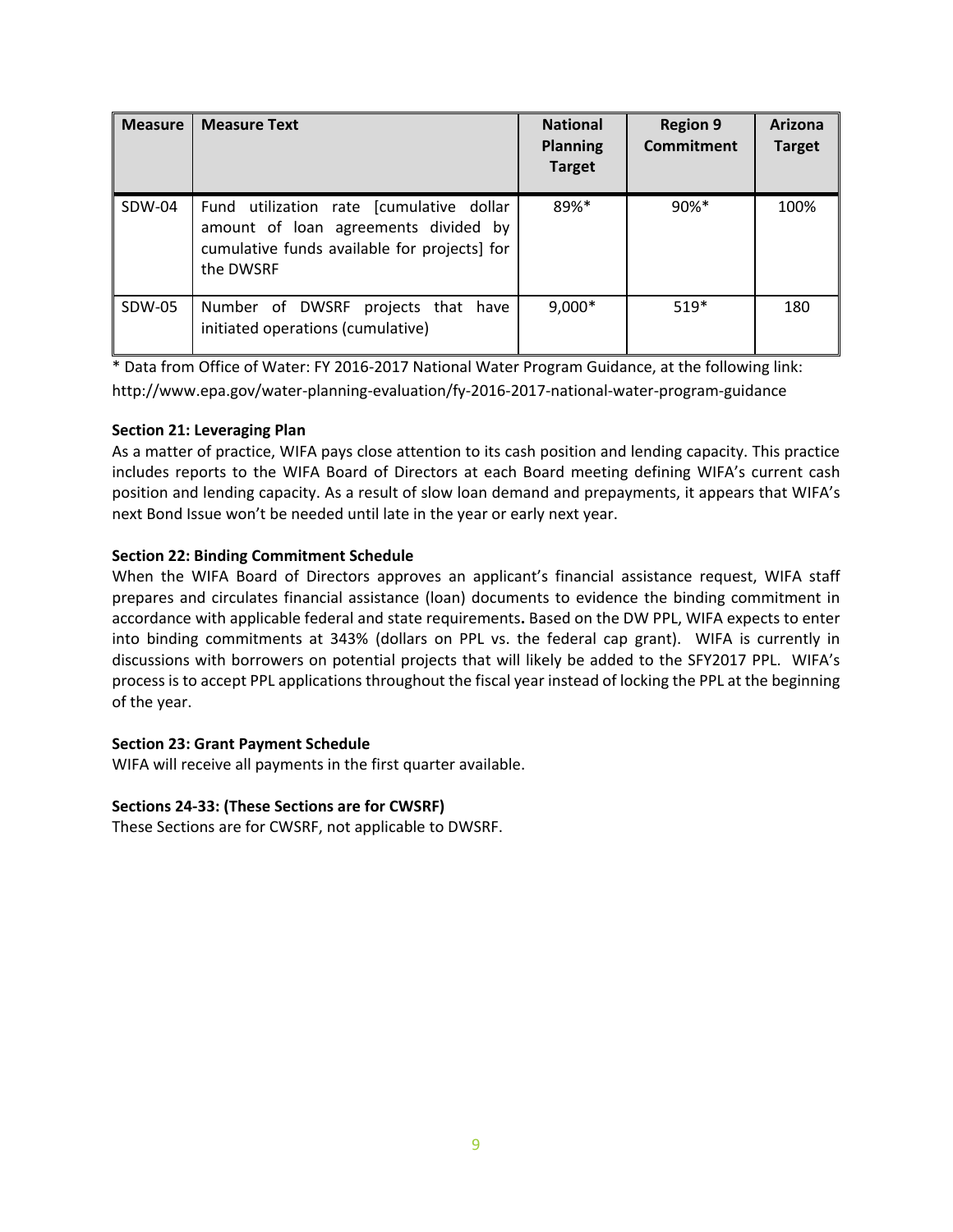| Measure | Measure Text | National Planning Target | Region 9 Commitment | Arizona Target |
|---|---|---|---|---|
| SDW-04 | Fund utilization rate [cumulative dollar amount of loan agreements divided by cumulative funds available for projects] for the DWSRF | 89%* | 90%* | 100% |
| SDW-05 | Number of DWSRF projects that have initiated operations (cumulative) | 9,000* | 519* | 180 |

* Data from Office of Water: FY 2016-2017 National Water Program Guidance, at the following link: http://www.epa.gov/water-planning-evaluation/fy-2016-2017-national-water-program-guidance

**Section 21: Leveraging Plan**

As a matter of practice, WIFA pays close attention to its cash position and lending capacity. This practice includes reports to the WIFA Board of Directors at each Board meeting defining WIFA's current cash position and lending capacity. As a result of slow loan demand and prepayments, it appears that WIFA's next Bond Issue won't be needed until late in the year or early next year.

**Section 22: Binding Commitment Schedule**

When the WIFA Board of Directors approves an applicant's financial assistance request, WIFA staff prepares and circulates financial assistance (loan) documents to evidence the binding commitment in accordance with applicable federal and state requirements**.** Based on the DW PPL, WIFA expects to enter into binding commitments at 343% (dollars on PPL vs. the federal cap grant). WIFA is currently in discussions with borrowers on potential projects that will likely be added to the SFY2017 PPL. WIFA's process is to accept PPL applications throughout the fiscal year instead of locking the PPL at the beginning of the year.

**Section 23: Grant Payment Schedule**

WIFA will receive all payments in the first quarter available.

**Sections 24-33: (These Sections are for CWSRF)**

These Sections are for CWSRF, not applicable to DWSRF.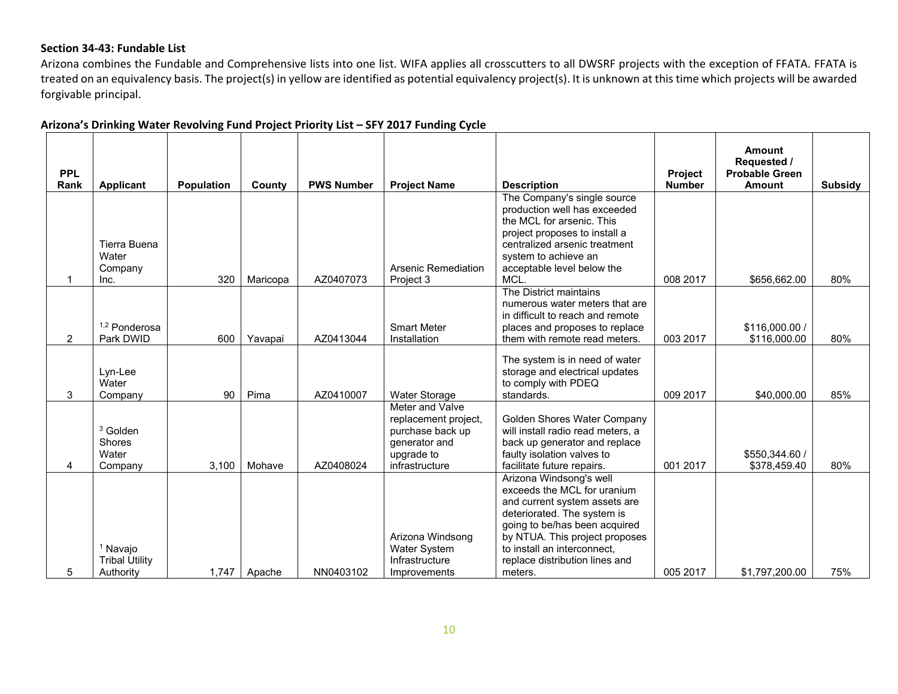**Section 34-43: Fundable List**

Arizona combines the Fundable and Comprehensive lists into one list. WIFA applies all crosscutters to all DWSRF projects with the exception of FFATA. FFATA is treated on an equivalency basis. The project(s) in yellow are identified as potential equivalency project(s). It is unknown at this time which projects will be awarded forgivable principal.

**Arizona's Drinking Water Revolving Fund Project Priority List – SFY 2017 Funding Cycle**

| PPL Rank | Applicant | Population | County | PWS Number | Project Name | Description | Project Number | Amount Requested / Probable Green Amount | Subsidy |
|---|---|---|---|---|---|---|---|---|---|
| 1 | Tierra Buena Water Company Inc. | 320 | Maricopa | AZ0407073 | Arsenic Remediation Project 3 | The Company's single source production well has exceeded the MCL for arsenic. This project proposes to install a centralized arsenic treatment system to achieve an acceptable level below the MCL. | 008 2017 | $656,662.00 | 80% |
| 2 | [1,2] Ponderosa Park DWID | 600 | Yavapai | AZ0413044 | Smart Meter Installation | The District maintains numerous water meters that are in difficult to reach and remote places and proposes to replace them with remote read meters. | 003 2017 | $116,000.00 / $116,000.00 | 80% |
| 3 | Lyn-Lee Water Company | 90 | Pima | AZ0410007 | Water Storage | The system is in need of water storage and electrical updates to comply with PDEQ standards. | 009 2017 | $40,000.00 | 85% |
| 4 | [3] Golden Shores Water Company | 3,100 | Mohave | AZ0408024 | Meter and Valve replacement project, purchase back up generator and upgrade to infrastructure | Golden Shores Water Company will install radio read meters, a back up generator and replace faulty isolation valves to facilitate future repairs. | 001 2017 | $550,344.60 / $378,459.40 | 80% |
| 5 | [1] Navajo Tribal Utility Authority | 1,747 | Apache | NN0403102 | Arizona Windsong Water System Infrastructure Improvements | Arizona Windsong's well exceeds the MCL for uranium and current system assets are deteriorated. The system is going to be/has been acquired by NTUA. This project proposes to install an interconnect, replace distribution lines and meters. | 005 2017 | $1,797,200.00 | 75% |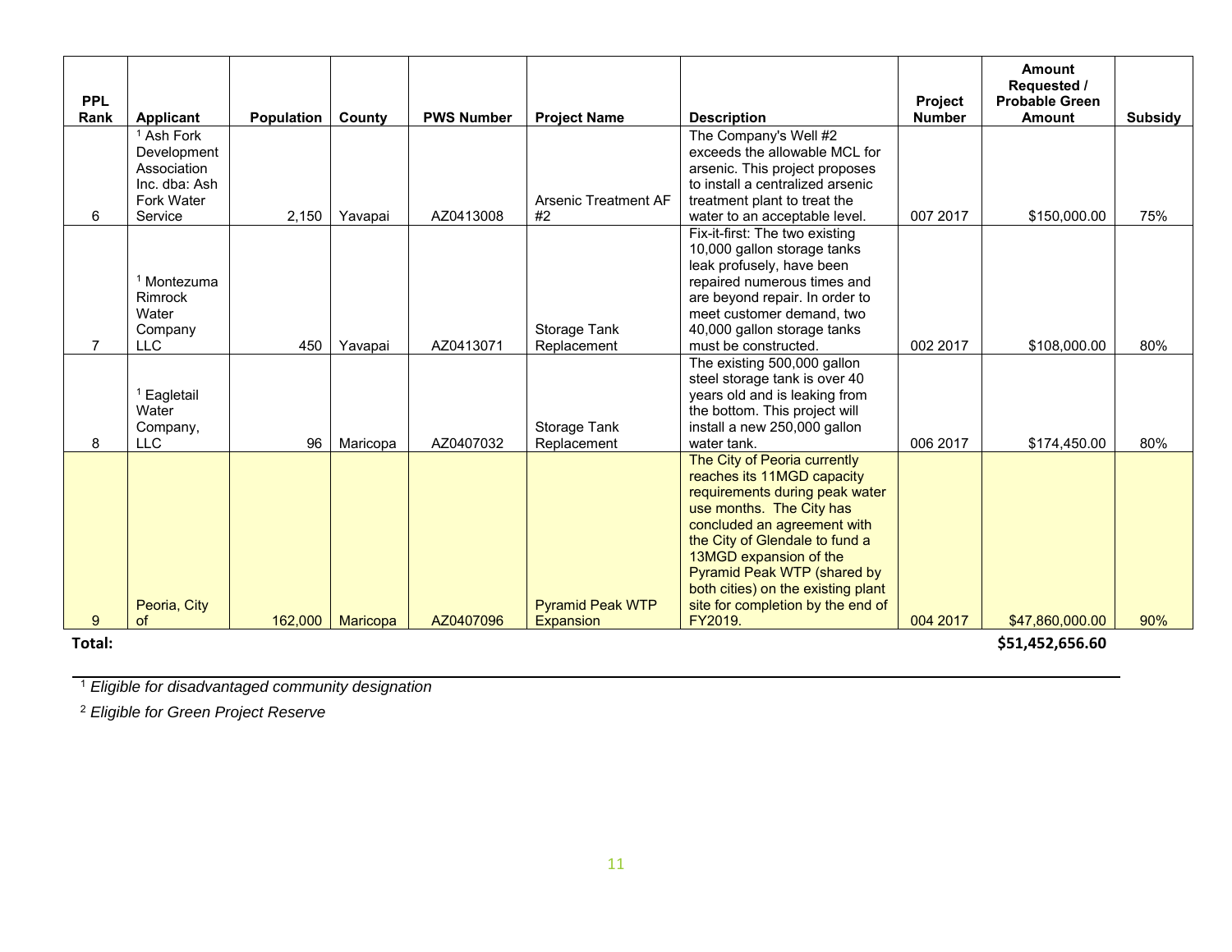| PPL Rank | Applicant | Population | County | PWS Number | Project Name | Description | Project Number | Amount Requested / Probable Green Amount | Subsidy |
|---|---|---|---|---|---|---|---|---|---|
| 6 | [1] Ash Fork Development Association Inc. dba: Ash Fork Water Service | 2,150 | Yavapai | AZ0413008 | Arsenic Treatment AF #2 | The Company's Well #2 exceeds the allowable MCL for arsenic. This project proposes to install a centralized arsenic treatment plant to treat the water to an acceptable level. | 007 2017 | $150,000.00 | 75% |
| 7 | [1] Montezuma Rimrock Water Company LLC | 450 | Yavapai | AZ0413071 | Storage Tank Replacement | Fix-it-first: The two existing 10,000 gallon storage tanks leak profusely, have been repaired numerous times and are beyond repair. In order to meet customer demand, two 40,000 gallon storage tanks must be constructed. | 002 2017 | $108,000.00 | 80% |
| 8 | [1] Eagletail Water Company, LLC | 96 | Maricopa | AZ0407032 | Storage Tank Replacement | The existing 500,000 gallon steel storage tank is over 40 years old and is leaking from the bottom. This project will install a new 250,000 gallon water tank. | 006 2017 | $174,450.00 | 80% |
| 9 | Peoria, City of | 162,000 | Maricopa | AZ0407096 | Pyramid Peak WTP Expansion | The City of Peoria currently reaches its 11MGD capacity requirements during peak water use months. The City has concluded an agreement with the City of Glendale to fund a 13MGD expansion of the Pyramid Peak WTP (shared by both cities) on the existing plant site for completion by the end of FY2019. | 004 2017 | $47,860,000.00 | 90% |
| **Total:** | | | | | | | | **$51,452,656.60** | |

[1] *Eligible for disadvantaged community designation*

[2] *Eligible for Green Project Reserve*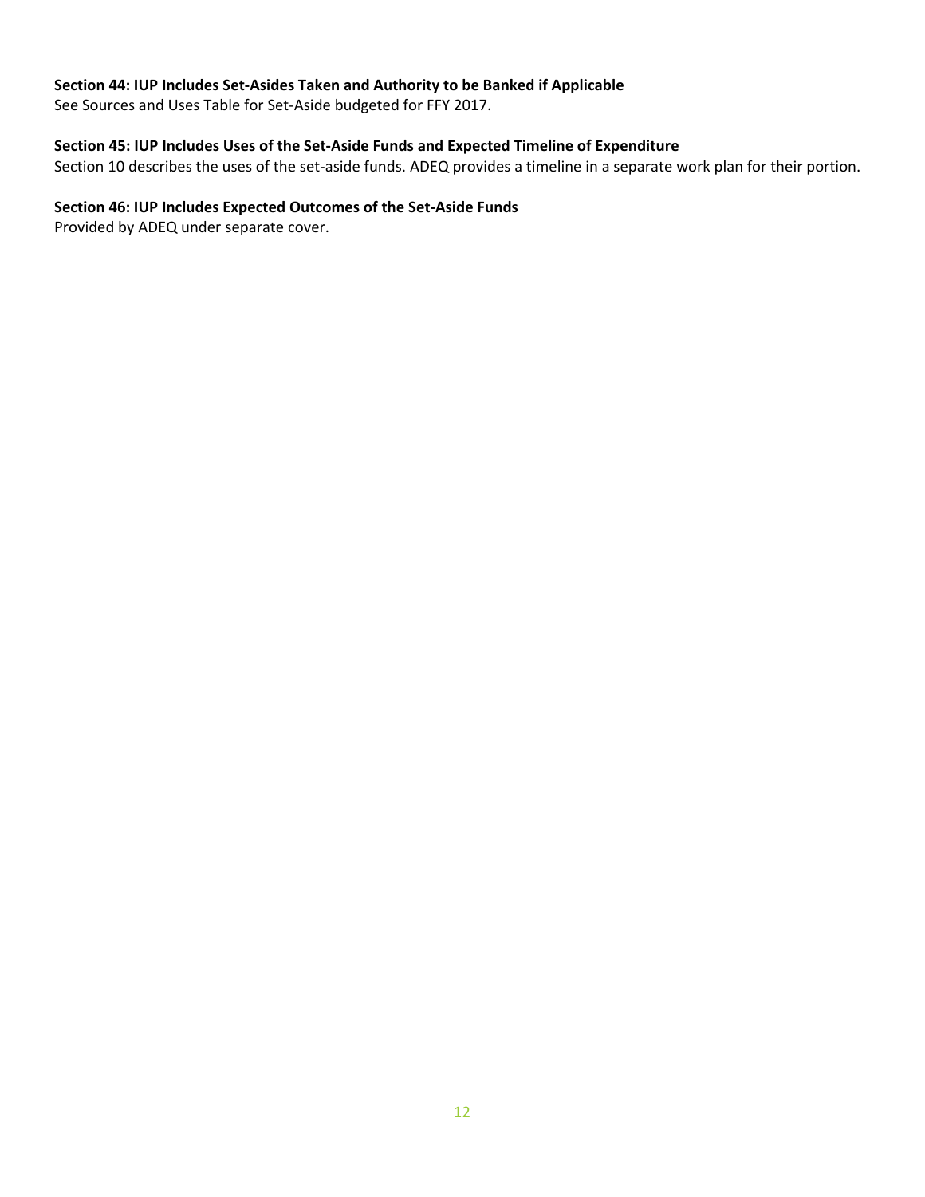**Section 44: IUP Includes Set-Asides Taken and Authority to be Banked if Applicable**

See Sources and Uses Table for Set-Aside budgeted for FFY 2017.

**Section 45: IUP Includes Uses of the Set-Aside Funds and Expected Timeline of Expenditure**

Section 10 describes the uses of the set-aside funds. ADEQ provides a timeline in a separate work plan for their portion.

**Section 46: IUP Includes Expected Outcomes of the Set-Aside Funds**

Provided by ADEQ under separate cover.